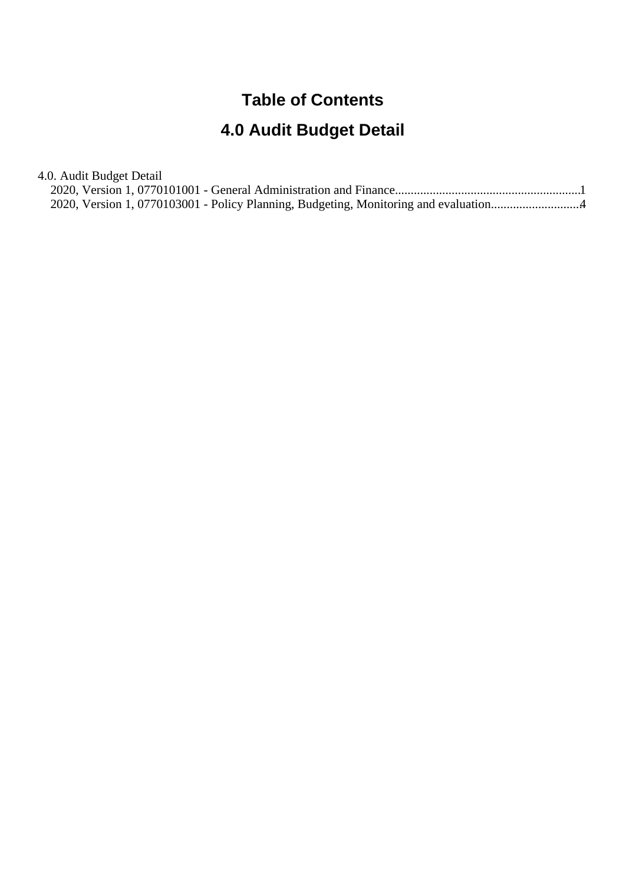# Table of Contents

## 4.0 Audit Budget Detail

4.0. Audit Budget Detail

- 2020, Version 1, 0770101001 - General Administration and Finance..........................................................1
- 2020, Version 1, 0770103001 - Policy Planning, Budgeting, Monitoring and evaluation............................4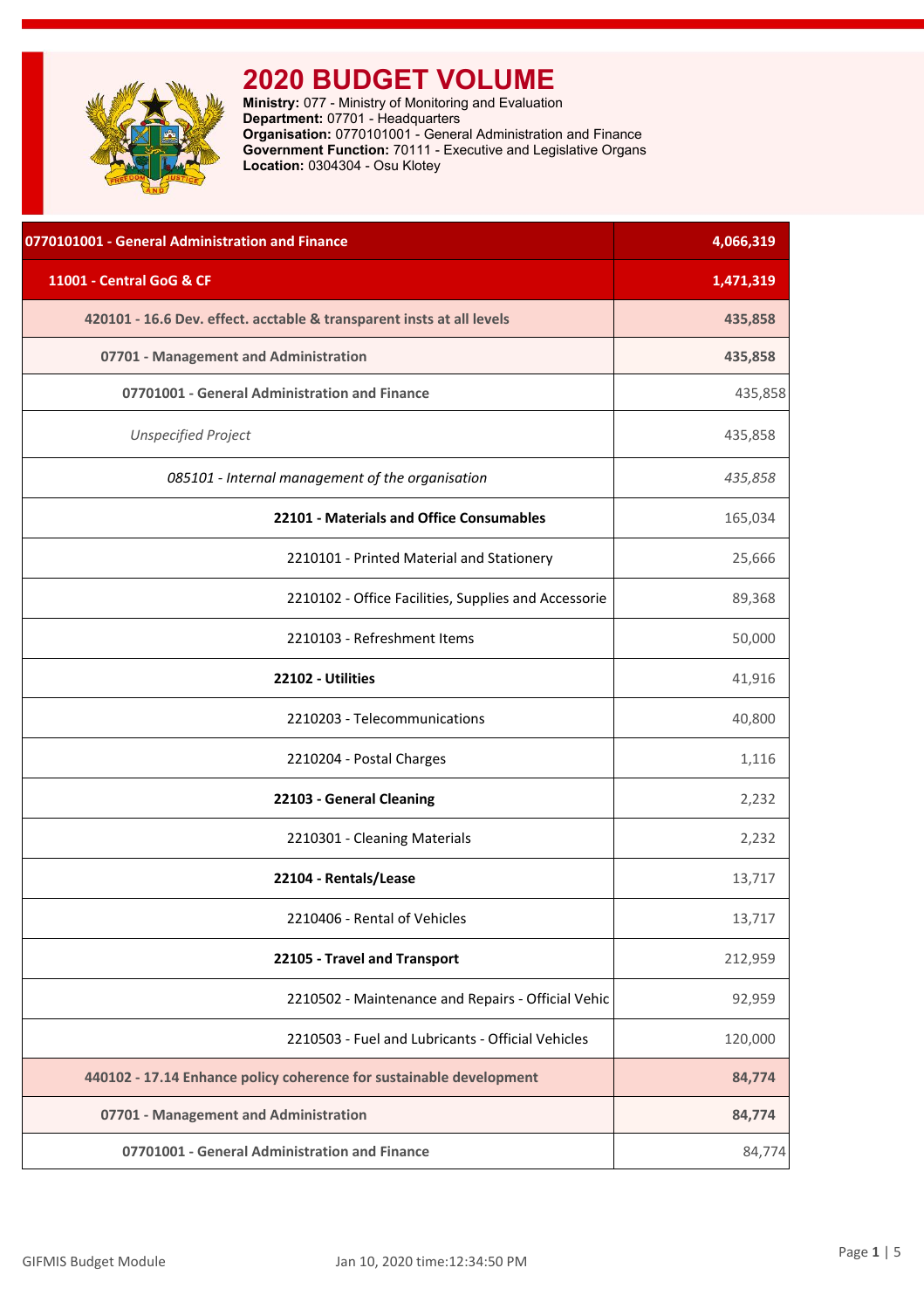# 2020 BUDGET VOLUME

**Ministry:** 077 - Ministry of Monitoring and Evaluation
**Department:** 07701 - Headquarters
**Organisation:** 0770101001 - General Administration and Finance
**Government Function:** 70111 - Executive and Legislative Organs
**Location:** 0304304 - Osu Klotey

| 0770101001 - General Administration and Finance | 4,066,319 |
|---|---|
| **11001 - Central GoG & CF** | **1,471,319** |
| **420101 - 16.6 Dev. effect. acctable & transparent insts at all levels** | **435,858** |
| **07701 - Management and Administration** | **435,858** |
| **07701001 - General Administration and Finance** | 435,858 |
| *Unspecified Project* | 435,858 |
| *085101 - Internal management of the organisation* | *435,858* |
| **22101 - Materials and Office Consumables** | 165,034 |
| 2210101 - Printed Material and Stationery | 25,666 |
| 2210102 - Office Facilities, Supplies and Accessorie | 89,368 |
| 2210103 - Refreshment Items | 50,000 |
| **22102 - Utilities** | 41,916 |
| 2210203 - Telecommunications | 40,800 |
| 2210204 - Postal Charges | 1,116 |
| **22103 - General Cleaning** | 2,232 |
| 2210301 - Cleaning Materials | 2,232 |
| **22104 - Rentals/Lease** | 13,717 |
| 2210406 - Rental of Vehicles | 13,717 |
| **22105 - Travel and Transport** | 212,959 |
| 2210502 - Maintenance and Repairs - Official Vehic | 92,959 |
| 2210503 - Fuel and Lubricants - Official Vehicles | 120,000 |
| **440102 - 17.14 Enhance policy coherence for sustainable development** | **84,774** |
| **07701 - Management and Administration** | **84,774** |
| **07701001 - General Administration and Finance** | 84,774 |

GIFMIS Budget Module Jan 10, 2020 time:12:34:50 PM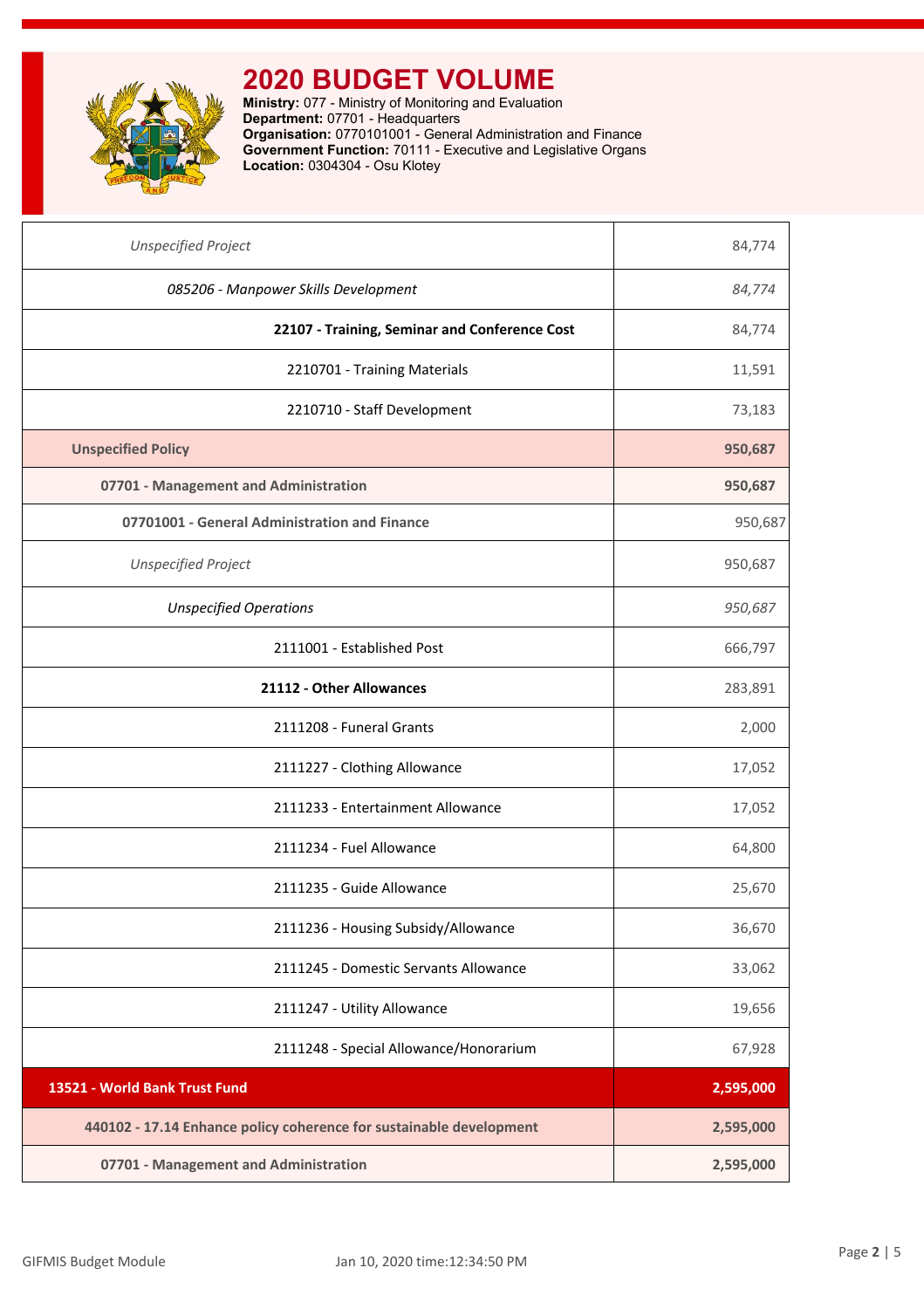# 2020 BUDGET VOLUME

**Ministry:** 077 - Ministry of Monitoring and Evaluation
**Department:** 07701 - Headquarters
**Organisation:** 0770101001 - General Administration and Finance
**Government Function:** 70111 - Executive and Legislative Organs
**Location:** 0304304 - Osu Klotey

| | |
|---|---|
| *Unspecified Project* | 84,774 |
| *085206 - Manpower Skills Development* | *84,774* |
| **22107 - Training, Seminar and Conference Cost** | 84,774 |
| 2210701 - Training Materials | 11,591 |
| 2210710 - Staff Development | 73,183 |
| **Unspecified Policy** | **950,687** |
| **07701 - Management and Administration** | **950,687** |
| **07701001 - General Administration and Finance** | 950,687 |
| *Unspecified Project* | 950,687 |
| *Unspecified Operations* | *950,687* |
| 2111001 - Established Post | 666,797 |
| **21112 - Other Allowances** | 283,891 |
| 2111208 - Funeral Grants | 2,000 |
| 2111227 - Clothing Allowance | 17,052 |
| 2111233 - Entertainment Allowance | 17,052 |
| 2111234 - Fuel Allowance | 64,800 |
| 2111235 - Guide Allowance | 25,670 |
| 2111236 - Housing Subsidy/Allowance | 36,670 |
| 2111245 - Domestic Servants Allowance | 33,062 |
| 2111247 - Utility Allowance | 19,656 |
| 2111248 - Special Allowance/Honorarium | 67,928 |
| **13521 - World Bank Trust Fund** | **2,595,000** |
| **440102 - 17.14 Enhance policy coherence for sustainable development** | **2,595,000** |
| **07701 - Management and Administration** | **2,595,000** |

GIFMIS Budget Module — Jan 10, 2020 time:12:34:50 PM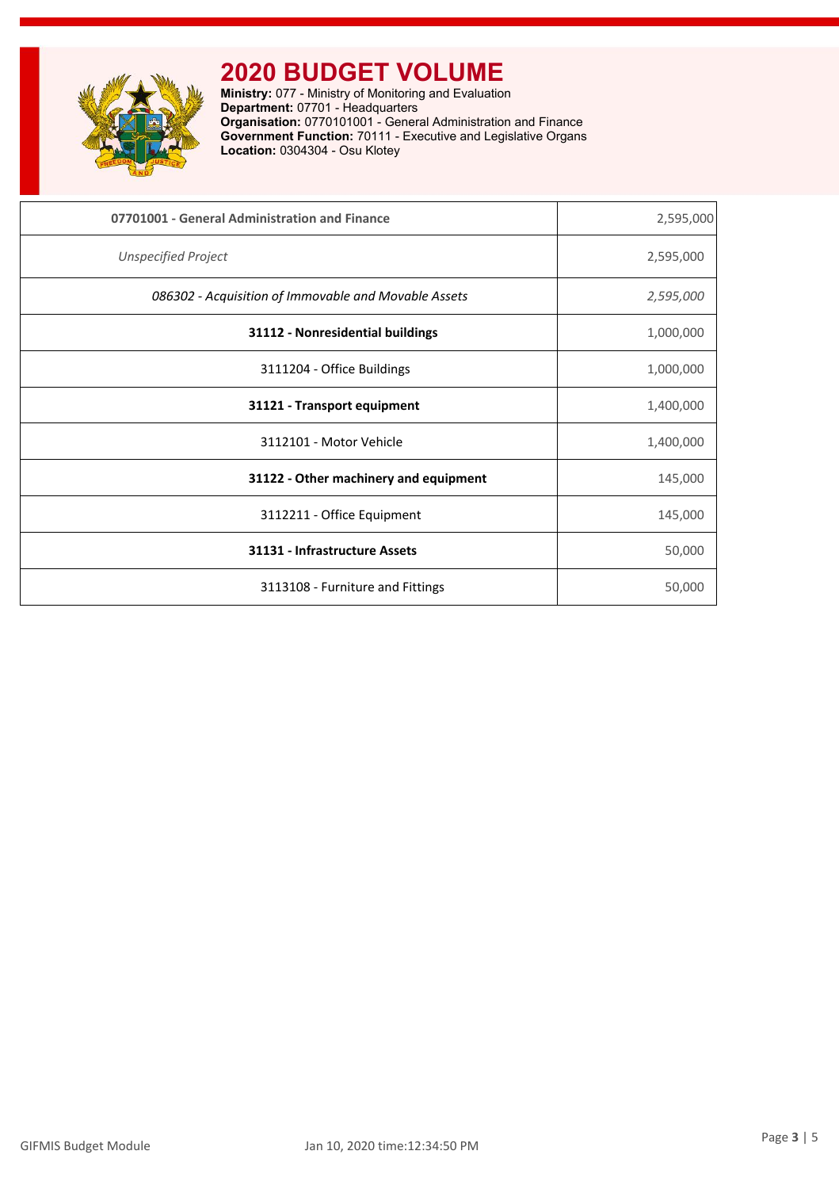# 2020 BUDGET VOLUME

**Ministry:** 077 - Ministry of Monitoring and Evaluation
**Department:** 07701 - Headquarters
**Organisation:** 0770101001 - General Administration and Finance
**Government Function:** 70111 - Executive and Legislative Organs
**Location:** 0304304 - Osu Klotey

| | |
|---|---|
| **07701001 - General Administration and Finance** | 2,595,000 |
| *Unspecified Project* | 2,595,000 |
| *086302 - Acquisition of Immovable and Movable Assets* | *2,595,000* |
| **31112 - Nonresidential buildings** | 1,000,000 |
| 3111204 - Office Buildings | 1,000,000 |
| **31121 - Transport equipment** | 1,400,000 |
| 3112101 - Motor Vehicle | 1,400,000 |
| **31122 - Other machinery and equipment** | 145,000 |
| 3112211 - Office Equipment | 145,000 |
| **31131 - Infrastructure Assets** | 50,000 |
| 3113108 - Furniture and Fittings | 50,000 |

GIFMIS Budget Module    Jan 10, 2020 time:12:34:50 PM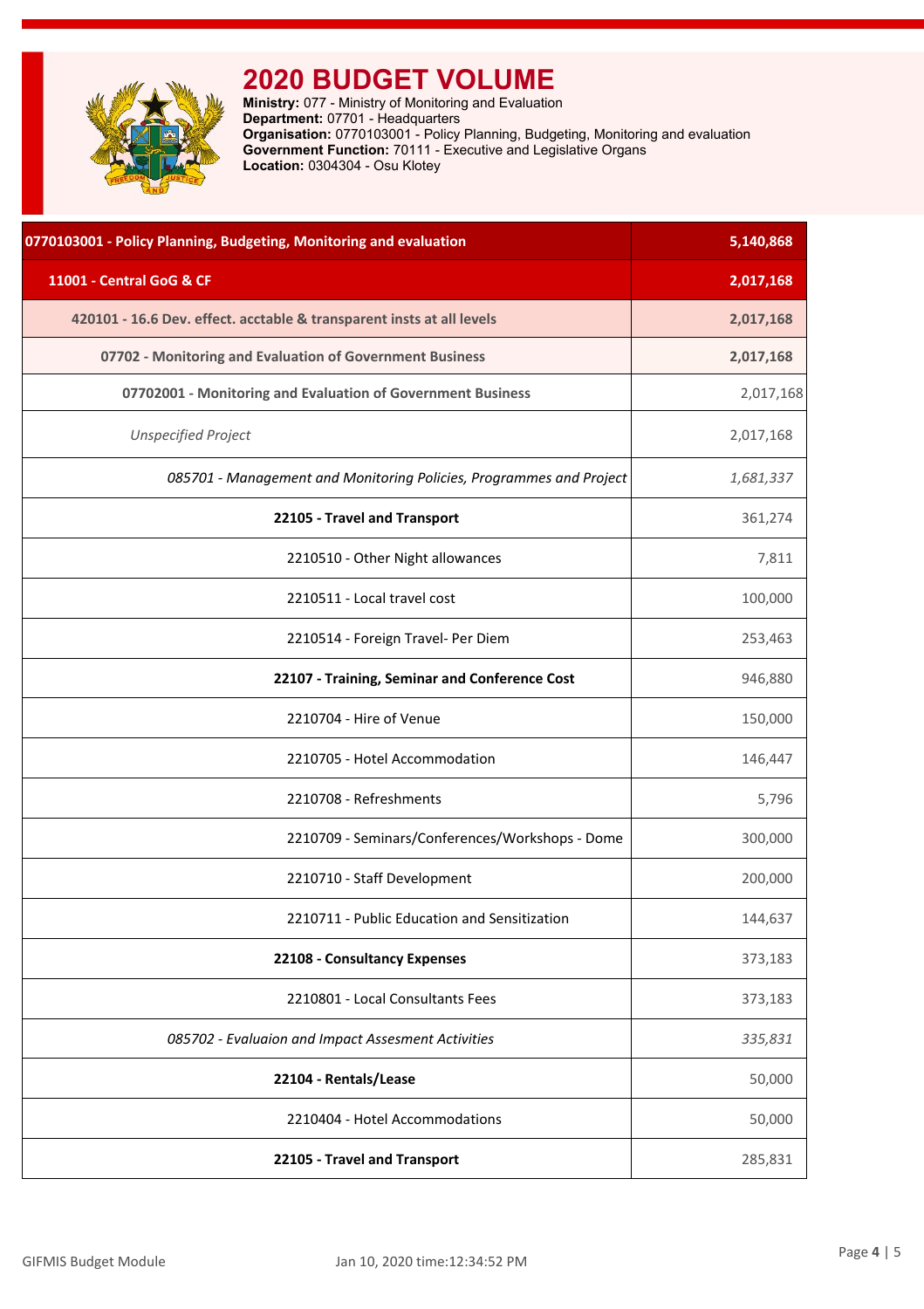# 2020 BUDGET VOLUME

**Ministry:** 077 - Ministry of Monitoring and Evaluation
**Department:** 07701 - Headquarters
**Organisation:** 0770103001 - Policy Planning, Budgeting, Monitoring and evaluation
**Government Function:** 70111 - Executive and Legislative Organs
**Location:** 0304304 - Osu Klotey

| | |
|---|---|
| **0770103001 - Policy Planning, Budgeting, Monitoring and evaluation** | **5,140,868** |
| **11001 - Central GoG & CF** | **2,017,168** |
| **420101 - 16.6 Dev. effect. acctable & transparent insts at all levels** | **2,017,168** |
| **07702 - Monitoring and Evaluation of Government Business** | **2,017,168** |
| **07702001 - Monitoring and Evaluation of Government Business** | 2,017,168 |
| *Unspecified Project* | 2,017,168 |
| *085701 - Management and Monitoring Policies, Programmes and Project* | *1,681,337* |
| **22105 - Travel and Transport** | 361,274 |
| 2210510 - Other Night allowances | 7,811 |
| 2210511 - Local travel cost | 100,000 |
| 2210514 - Foreign Travel- Per Diem | 253,463 |
| **22107 - Training, Seminar and Conference Cost** | 946,880 |
| 2210704 - Hire of Venue | 150,000 |
| 2210705 - Hotel Accommodation | 146,447 |
| 2210708 - Refreshments | 5,796 |
| 2210709 - Seminars/Conferences/Workshops - Dome | 300,000 |
| 2210710 - Staff Development | 200,000 |
| 2210711 - Public Education and Sensitization | 144,637 |
| **22108 - Consultancy Expenses** | 373,183 |
| 2210801 - Local Consultants Fees | 373,183 |
| *085702 - Evaluaion and Impact Assesment Activities* | *335,831* |
| **22104 - Rentals/Lease** | 50,000 |
| 2210404 - Hotel Accommodations | 50,000 |
| **22105 - Travel and Transport** | 285,831 |

GIFMIS Budget Module    Jan 10, 2020 time:12:34:52 PM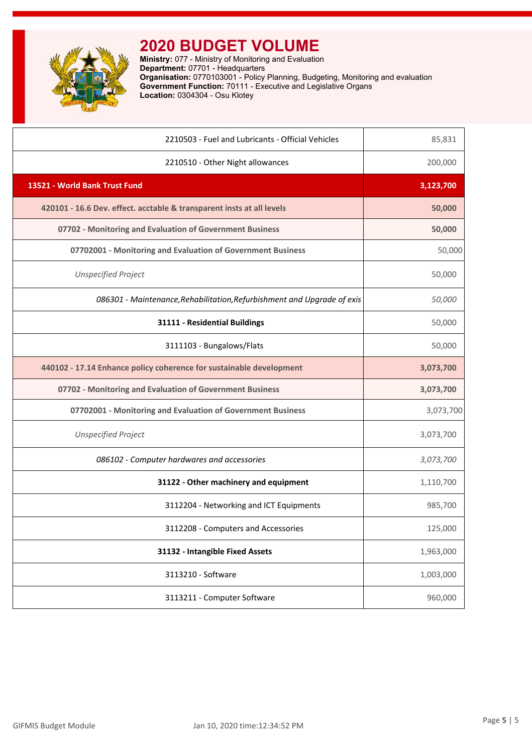# 2020 BUDGET VOLUME

**Ministry:** 077 - Ministry of Monitoring and Evaluation
**Department:** 07701 - Headquarters
**Organisation:** 0770103001 - Policy Planning, Budgeting, Monitoring and evaluation
**Government Function:** 70111 - Executive and Legislative Organs
**Location:** 0304304 - Osu Klotey

| | |
|---|---|
| 2210503 - Fuel and Lubricants - Official Vehicles | 85,831 |
| 2210510 - Other Night allowances | 200,000 |
| **13521 - World Bank Trust Fund** | **3,123,700** |
| **420101 - 16.6 Dev. effect. acctable & transparent insts at all levels** | **50,000** |
| **07702 - Monitoring and Evaluation of Government Business** | **50,000** |
| **07702001 - Monitoring and Evaluation of Government Business** | 50,000 |
| *Unspecified Project* | 50,000 |
| *086301 - Maintenance,Rehabilitation,Refurbishment and Upgrade of exis* | *50,000* |
| **31111 - Residential Buildings** | 50,000 |
| 3111103 - Bungalows/Flats | 50,000 |
| **440102 - 17.14 Enhance policy coherence for sustainable development** | **3,073,700** |
| **07702 - Monitoring and Evaluation of Government Business** | **3,073,700** |
| **07702001 - Monitoring and Evaluation of Government Business** | 3,073,700 |
| *Unspecified Project* | 3,073,700 |
| *086102 - Computer hardwares and accessories* | *3,073,700* |
| **31122 - Other machinery and equipment** | 1,110,700 |
| 3112204 - Networking and ICT Equipments | 985,700 |
| 3112208 - Computers and Accessories | 125,000 |
| **31132 - Intangible Fixed Assets** | 1,963,000 |
| 3113210 - Software | 1,003,000 |
| 3113211 - Computer Software | 960,000 |

GIFMIS Budget Module Jan 10, 2020 time:12:34:52 PM